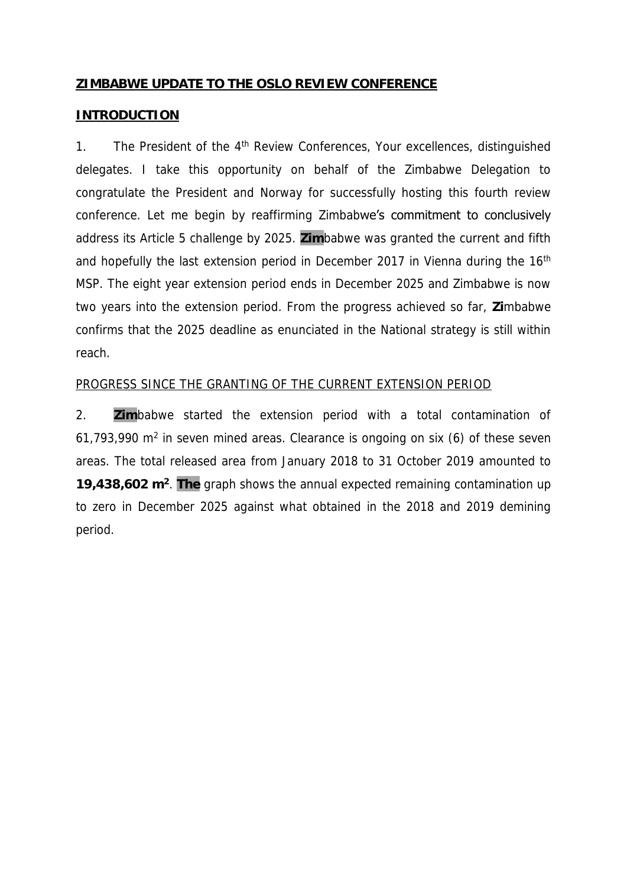## **ZIMBABWE UPDATE TO THE OSLO REVIEW CONFERENCE**

## **INTRODUCTION**

1. The President of the 4th Review Conferences, Your excellences, distinguished delegates. I take this opportunity on behalf of the Zimbabwe Delegation to congratulate the President and Norway for successfully hosting this fourth review conference. Let me begin by reaffirming Zimbabwe's commitment to conclusively address its Article 5 challenge by 2025. **Zim**babwe was granted the current and fifth and hopefully the last extension period in December 2017 in Vienna during the 16th MSP. The eight year extension period ends in December 2025 and Zimbabwe is now two years into the extension period. From the progress achieved so far, **Zi**mbabwe confirms that the 2025 deadline as enunciated in the National strategy is still within reach.

PROGRESS SINCE THE GRANTING OF THE CURRENT EXTENSION PERIOD

2. **Zim**babwe started the extension period with a total contamination of 61,793,990 $m^2$ in seven mined areas. Clearance is ongoing on six (6) of these seven areas. The total released area from January 2018 to 31 October 2019 amounted to **19,438,602 $m^2$**. **The** graph shows the annual expected remaining contamination up to zero in December 2025 against what obtained in the 2018 and 2019 demining period.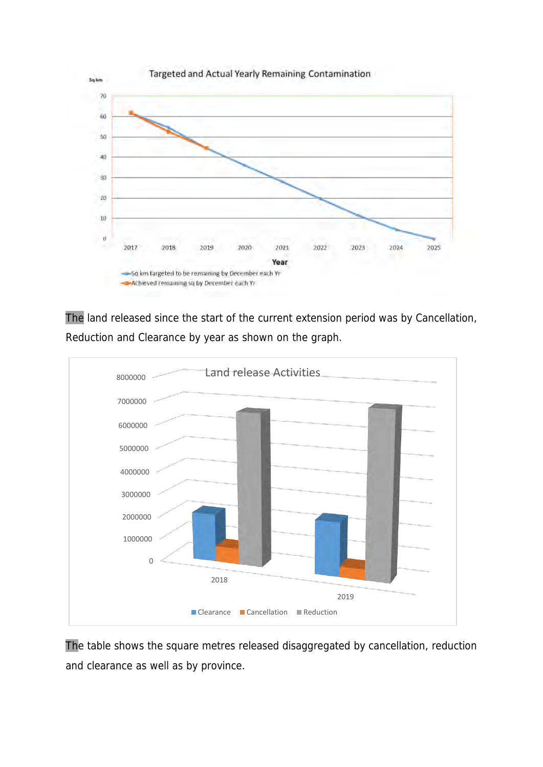The land released since the start of the current extension period was by Cancellation, Reduction and Clearance by year as shown on the graph.

The table shows the square metres released disaggregated by cancellation, reduction and clearance as well as by province.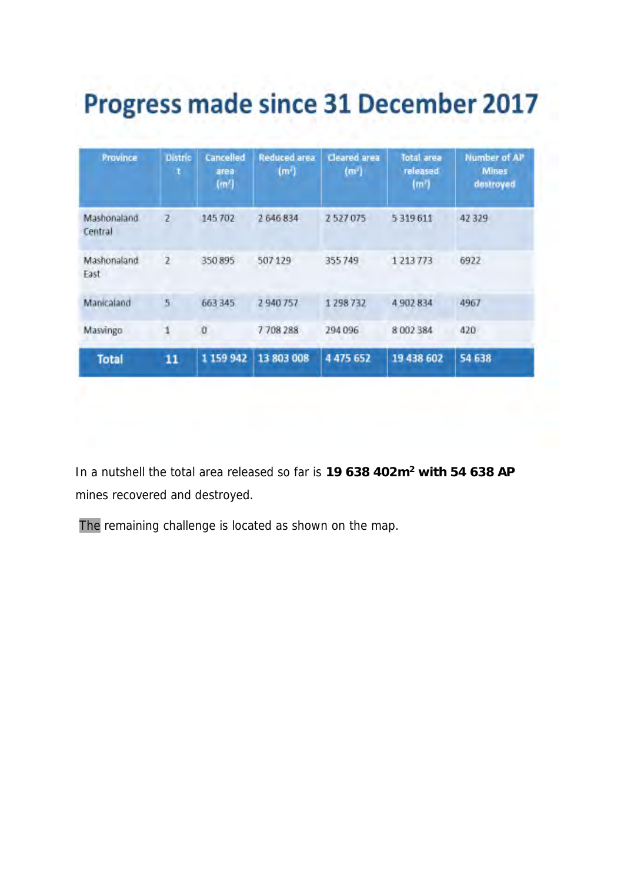# Progress made since 31 December 2017

| Province | District | Cancelled area ($m^2$) | Reduced area ($m^2$) | Cleared area ($m^2$) | Total area released ($m^2$) | Number of AP Mines destroyed |
|---|---|---|---|---|---|---|
| Mashonaland Central | 2 | 145 702 | 2 646 834 | 2 527 075 | 5 319 611 | 42 329 |
| Mashonaland East | 2 | 350 895 | 507 129 | 355 749 | 1 213 773 | 6922 |
| Manicaland | 5 | 663 345 | 2 940 757 | 1 298 732 | 4 902 834 | 4967 |
| Masvingo | 1 | 0 | 7 708 288 | 294 096 | 8 002 384 | 420 |
| **Total** | **11** | **1 159 942** | **13 803 008** | **4 475 652** | **19 438 602** | **54 638** |

In a nutshell the total area released so far is **19 638 402m² with 54 638 AP** mines recovered and destroyed.

The remaining challenge is located as shown on the map.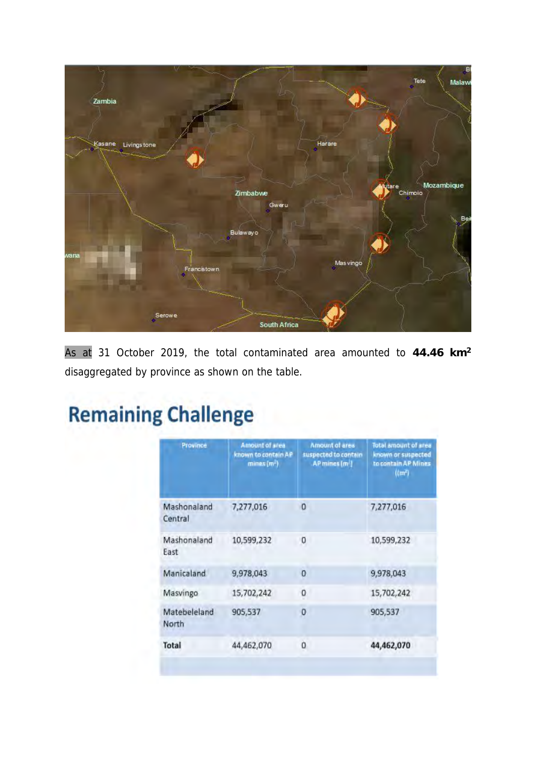As at 31 October 2019, the total contaminated area amounted to **44.46 km$^2$** disaggregated by province as shown on the table.

## Remaining Challenge

| Province | Amount of area known to contain AP mines (m$^2$) | Amount of area suspected to contain AP mines (m$^2$) | Total amount of area known or suspected to contain AP Mines ((m$^2$) |
|---|---|---|---|
| Mashonaland Central | 7,277,016 | 0 | 7,277,016 |
| Mashonaland East | 10,599,232 | 0 | 10,599,232 |
| Manicaland | 9,978,043 | 0 | 9,978,043 |
| Masvingo | 15,702,242 | 0 | 15,702,242 |
| Matebeleland North | 905,537 | 0 | 905,537 |
| **Total** | 44,462,070 | 0 | **44,462,070** |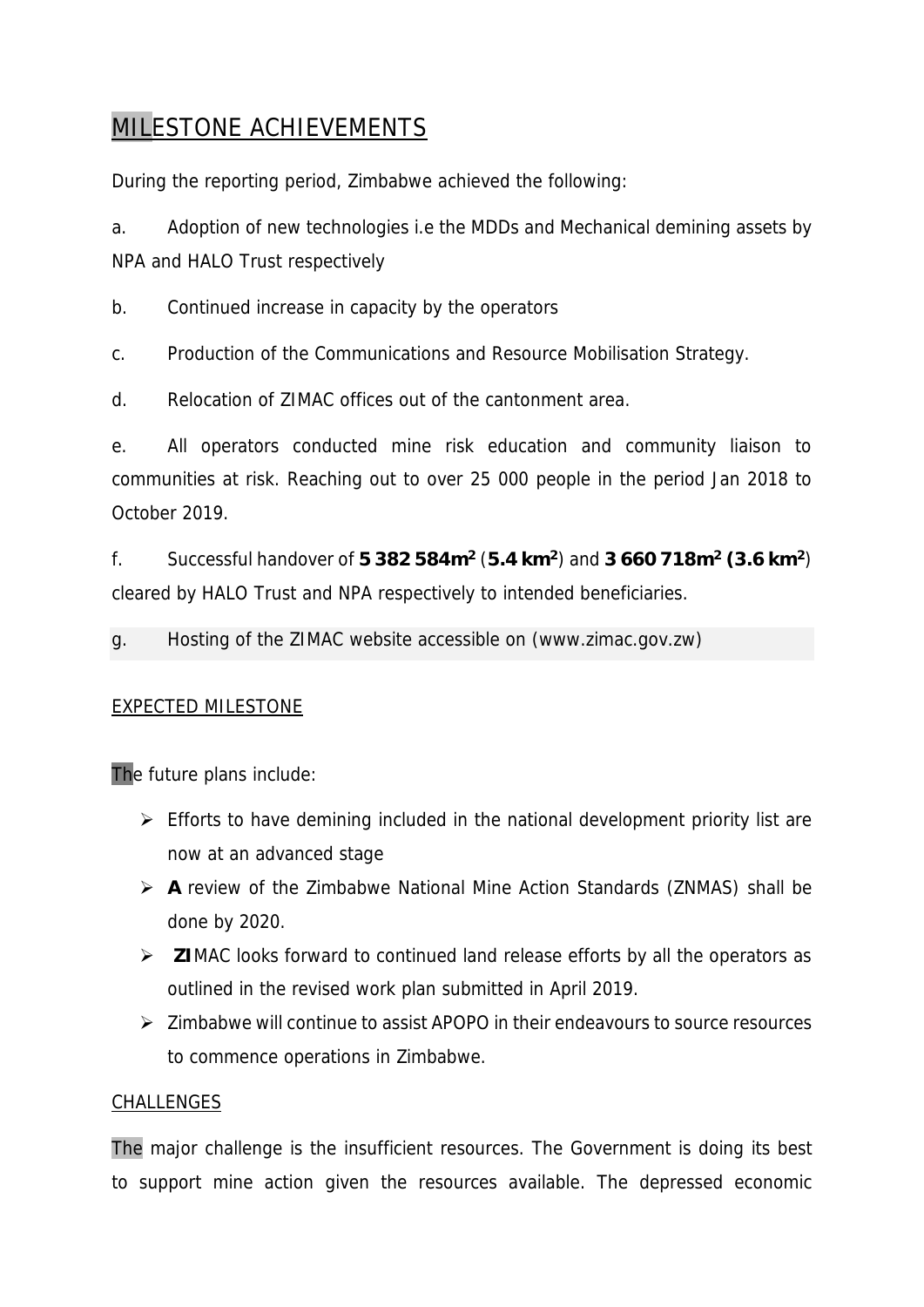## MILESTONE ACHIEVEMENTS

During the reporting period, Zimbabwe achieved the following:

a. Adoption of new technologies i.e the MDDs and Mechanical demining assets by NPA and HALO Trust respectively

b. Continued increase in capacity by the operators

c. Production of the Communications and Resource Mobilisation Strategy.

d. Relocation of ZIMAC offices out of the cantonment area.

e. All operators conducted mine risk education and community liaison to communities at risk. Reaching out to over 25 000 people in the period Jan 2018 to October 2019.

f. Successful handover of **5 382 584m$^2$** (**5.4 km$^2$**) and **3 660 718m$^2$ (3.6 km$^2$**) cleared by HALO Trust and NPA respectively to intended beneficiaries.

g. Hosting of the ZIMAC website accessible on (www.zimac.gov.zw)

### EXPECTED MILESTONE

The future plans include:

- Efforts to have demining included in the national development priority list are now at an advanced stage
- **A** review of the Zimbabwe National Mine Action Standards (ZNMAS) shall be done by 2020.
- **ZI**MAC looks forward to continued land release efforts by all the operators as outlined in the revised work plan submitted in April 2019.
- Zimbabwe will continue to assist APOPO in their endeavours to source resources to commence operations in Zimbabwe.

### CHALLENGES

The major challenge is the insufficient resources. The Government is doing its best to support mine action given the resources available. The depressed economic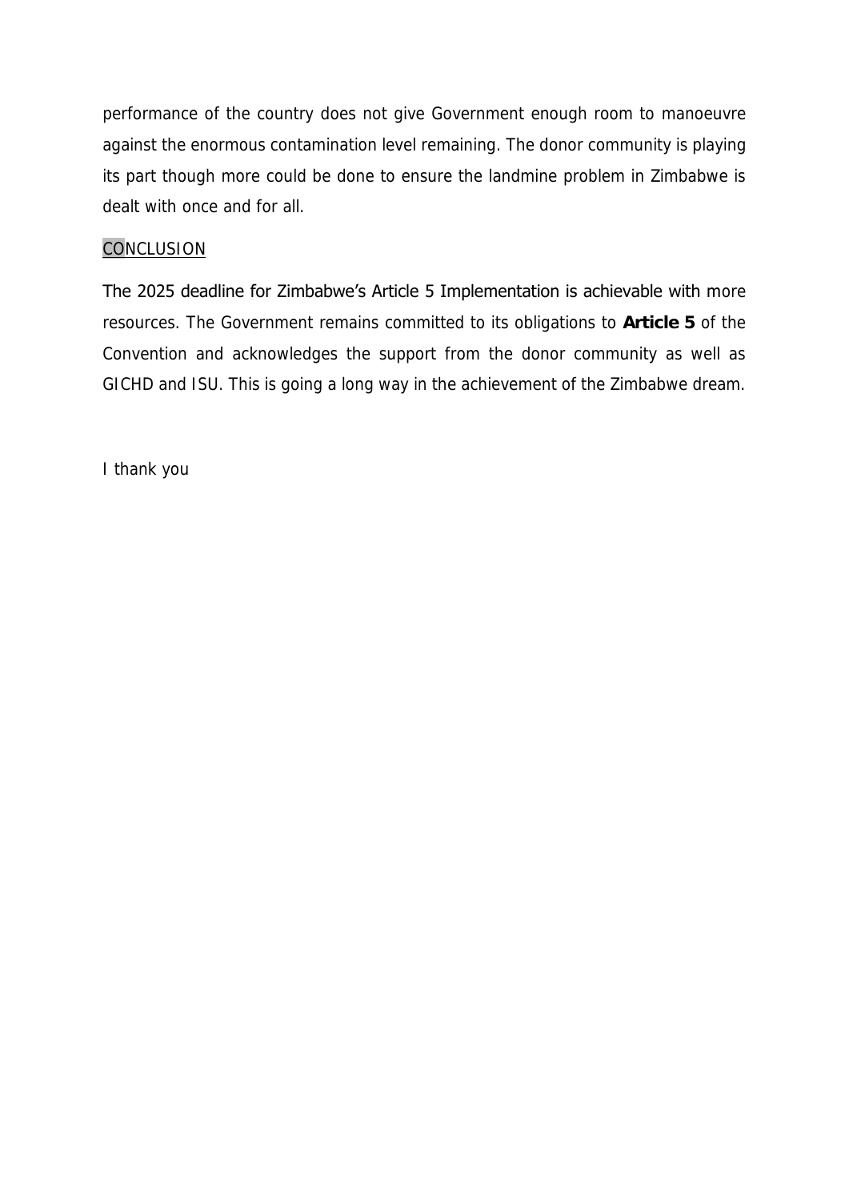performance of the country does not give Government enough room to manoeuvre against the enormous contamination level remaining. The donor community is playing its part though more could be done to ensure the landmine problem in Zimbabwe is dealt with once and for all.

## CONCLUSION

The 2025 deadline for Zimbabwe's Article 5 Implementation is achievable with more resources. The Government remains committed to its obligations to **Article 5** of the Convention and acknowledges the support from the donor community as well as GICHD and ISU. This is going a long way in the achievement of the Zimbabwe dream.

I thank you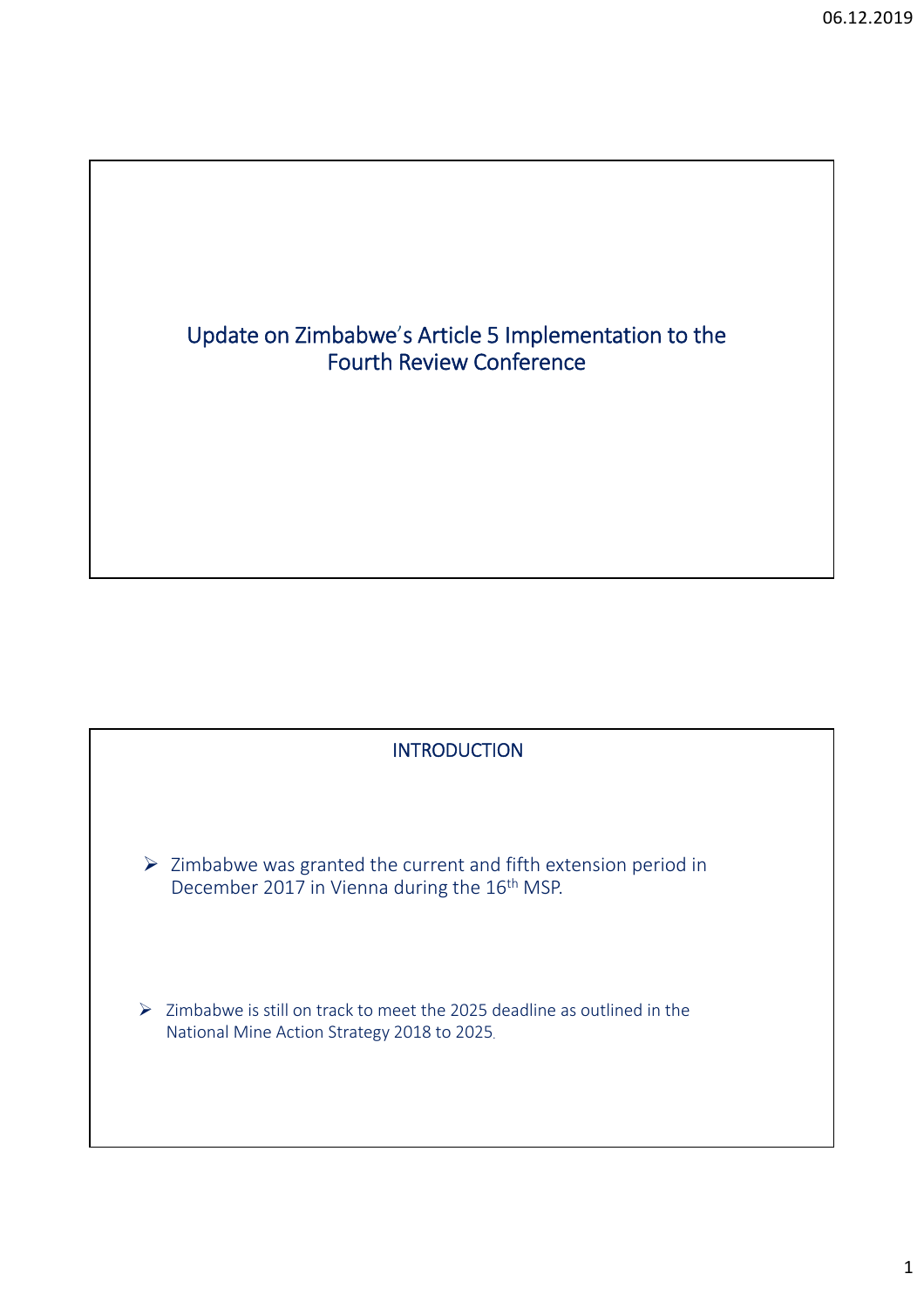# Update on Zimbabwe's Article 5 Implementation to the Fourth Review Conference

## INTRODUCTION

- Zimbabwe was granted the current and fifth extension period in December 2017 in Vienna during the 16th MSP.

- Zimbabwe is still on track to meet the 2025 deadline as outlined in the National Mine Action Strategy 2018 to 2025.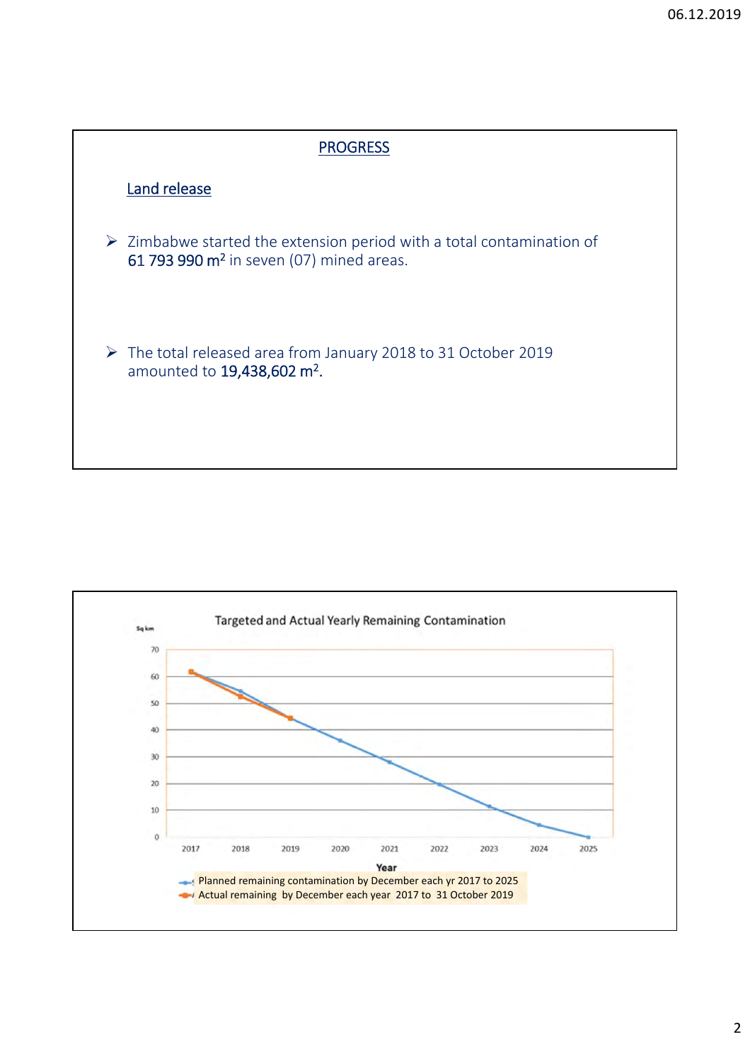## PROGRESS

### Land release

- Zimbabwe started the extension period with a total contamination of 61 793 990 m² in seven (07) mined areas.

- The total released area from January 2018 to 31 October 2019 amounted to 19,438,602 m².

Targeted and Actual Yearly Remaining Contamination

Sq km

70
60
50
40
30
20
10
0

2017 2018 2019 2020 2021 2022 2023 2024 2025

Year

Planned remaining contamination by December each yr 2017 to 2025

Actual remaining by December each year 2017 to 31 October 2019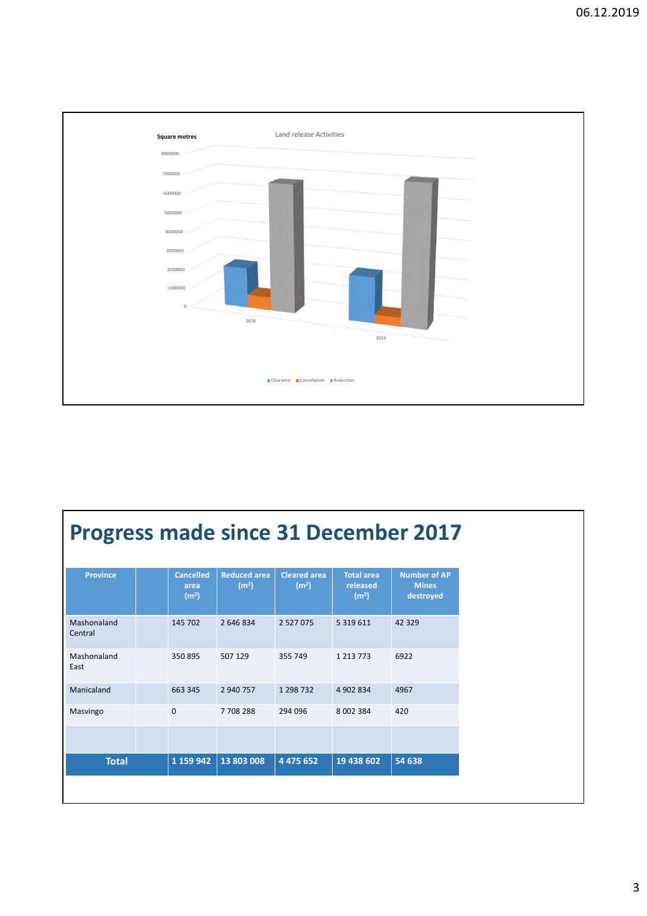Land release Activities

Square metres

Clearance, Cancellation, Reduction — 2018, 2019

# Progress made since 31 December 2017

| Province | | Cancelled area (m²) | Reduced area (m²) | Cleared area (m²) | Total area released (m²) | Number of AP Mines destroyed |
|---|---|---|---|---|---|---|
| Mashonaland Central | | 145 702 | 2 646 834 | 2 527 075 | 5 319 611 | 42 329 |
| Mashonaland East | | 350 895 | 507 129 | 355 749 | 1 213 773 | 6922 |
| Manicaland | | 663 345 | 2 940 757 | 1 298 732 | 4 902 834 | 4967 |
| Masvingo | | 0 | 7 708 288 | 294 096 | 8 002 384 | 420 |
| | | | | | | |
| **Total** | | **1 159 942** | **13 803 008** | **4 475 652** | **19 438 602** | **54 638** |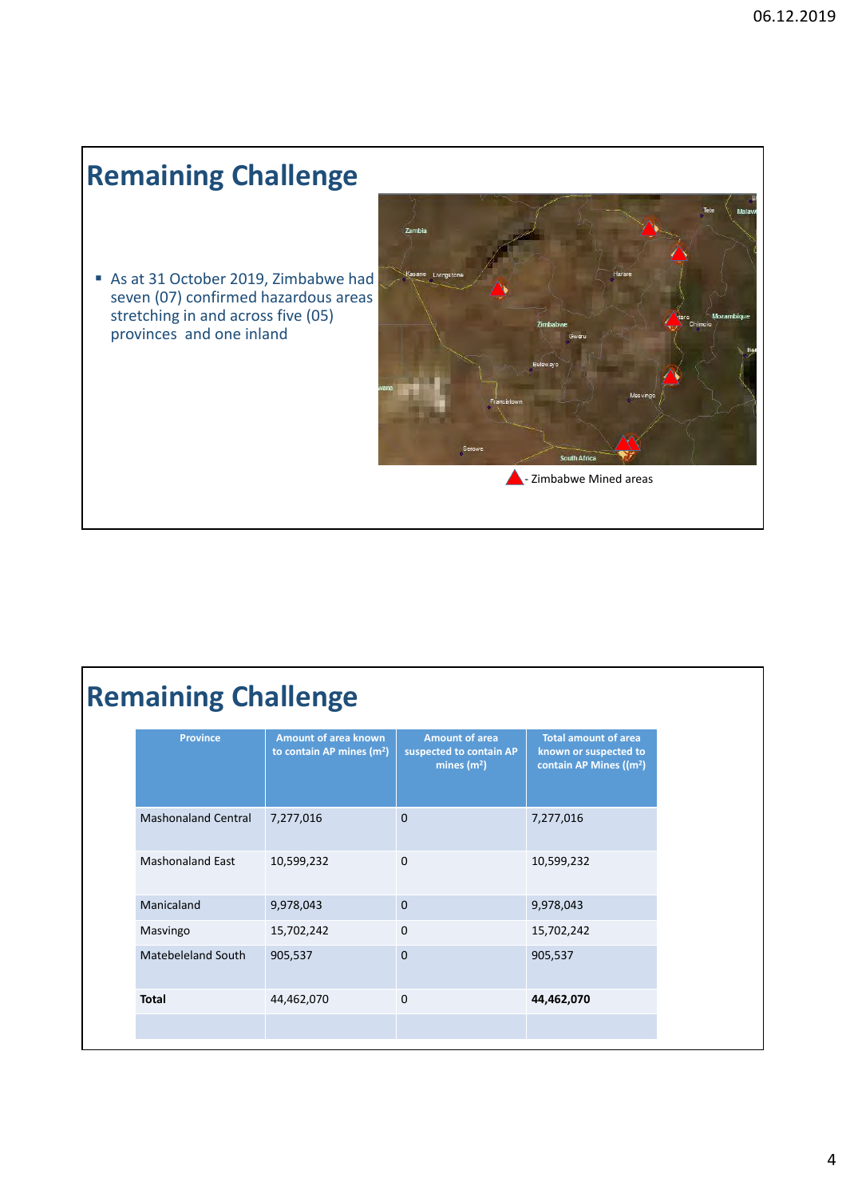## Remaining Challenge

- As at 31 October 2019, Zimbabwe had seven (07) confirmed hazardous areas stretching in and across five (05) provinces and one inland

- Zimbabwe Mined areas

## Remaining Challenge

| Province | Amount of area known to contain AP mines ($m^2$) | Amount of area suspected to contain AP mines ($m^2$) | Total amount of area known or suspected to contain AP Mines (($m^2$) |
|---|---|---|---|
| Mashonaland Central | 7,277,016 | 0 | 7,277,016 |
| Mashonaland East | 10,599,232 | 0 | 10,599,232 |
| Manicaland | 9,978,043 | 0 | 9,978,043 |
| Masvingo | 15,702,242 | 0 | 15,702,242 |
| Matebeleland South | 905,537 | 0 | 905,537 |
| **Total** | 44,462,070 | 0 | **44,462,070** |
| | | | |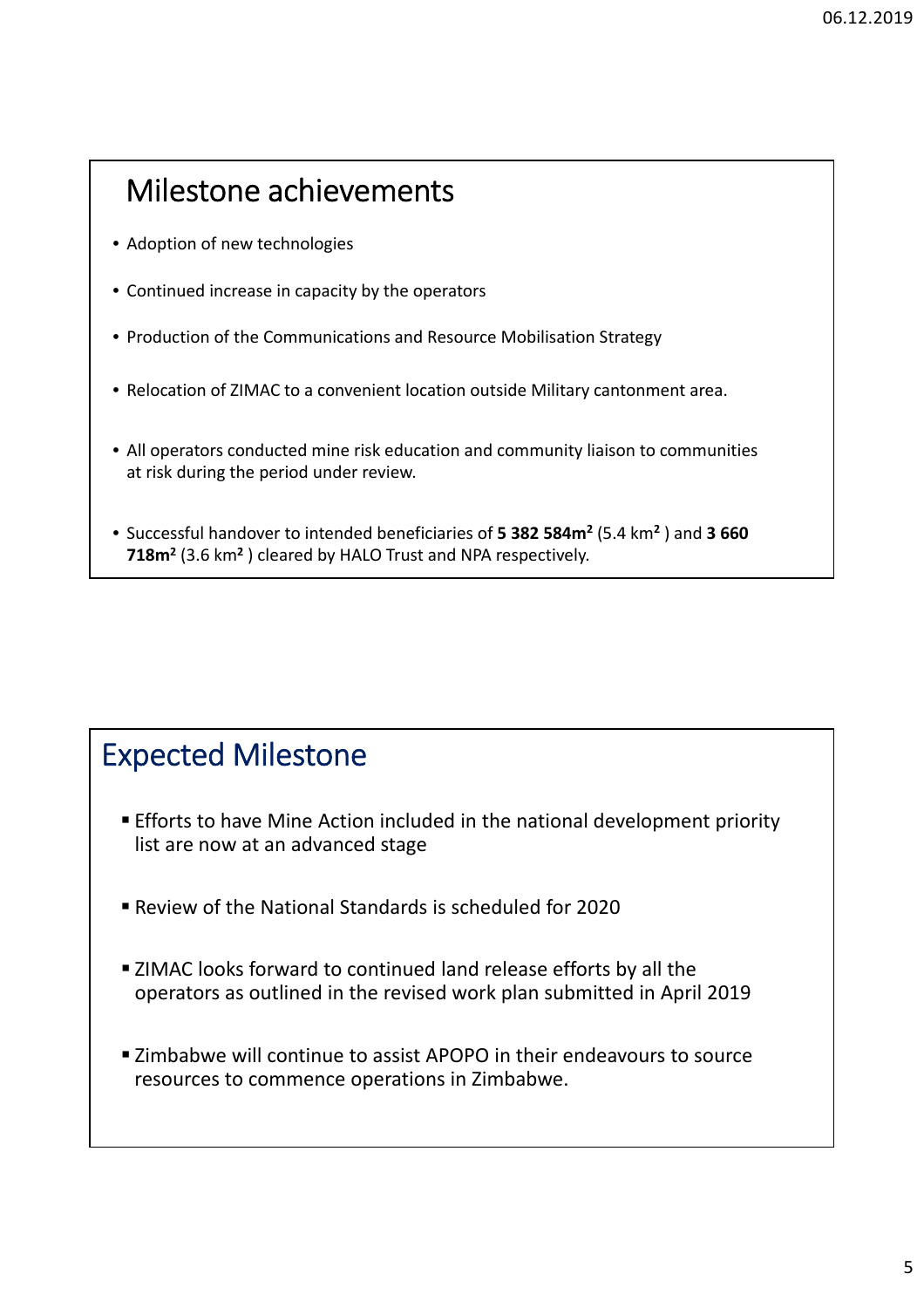## Milestone achievements

- Adoption of new technologies
- Continued increase in capacity by the operators
- Production of the Communications and Resource Mobilisation Strategy
- Relocation of ZIMAC to a convenient location outside Military cantonment area.
- All operators conducted mine risk education and community liaison to communities at risk during the period under review.
- Successful handover to intended beneficiaries of **5 382 584m²** (5.4 km²) and **3 660 718m²** (3.6 km²) cleared by HALO Trust and NPA respectively.

## Expected Milestone

- Efforts to have Mine Action included in the national development priority list are now at an advanced stage
- Review of the National Standards is scheduled for 2020
- ZIMAC looks forward to continued land release efforts by all the operators as outlined in the revised work plan submitted in April 2019
- Zimbabwe will continue to assist APOPO in their endeavours to source resources to commence operations in Zimbabwe.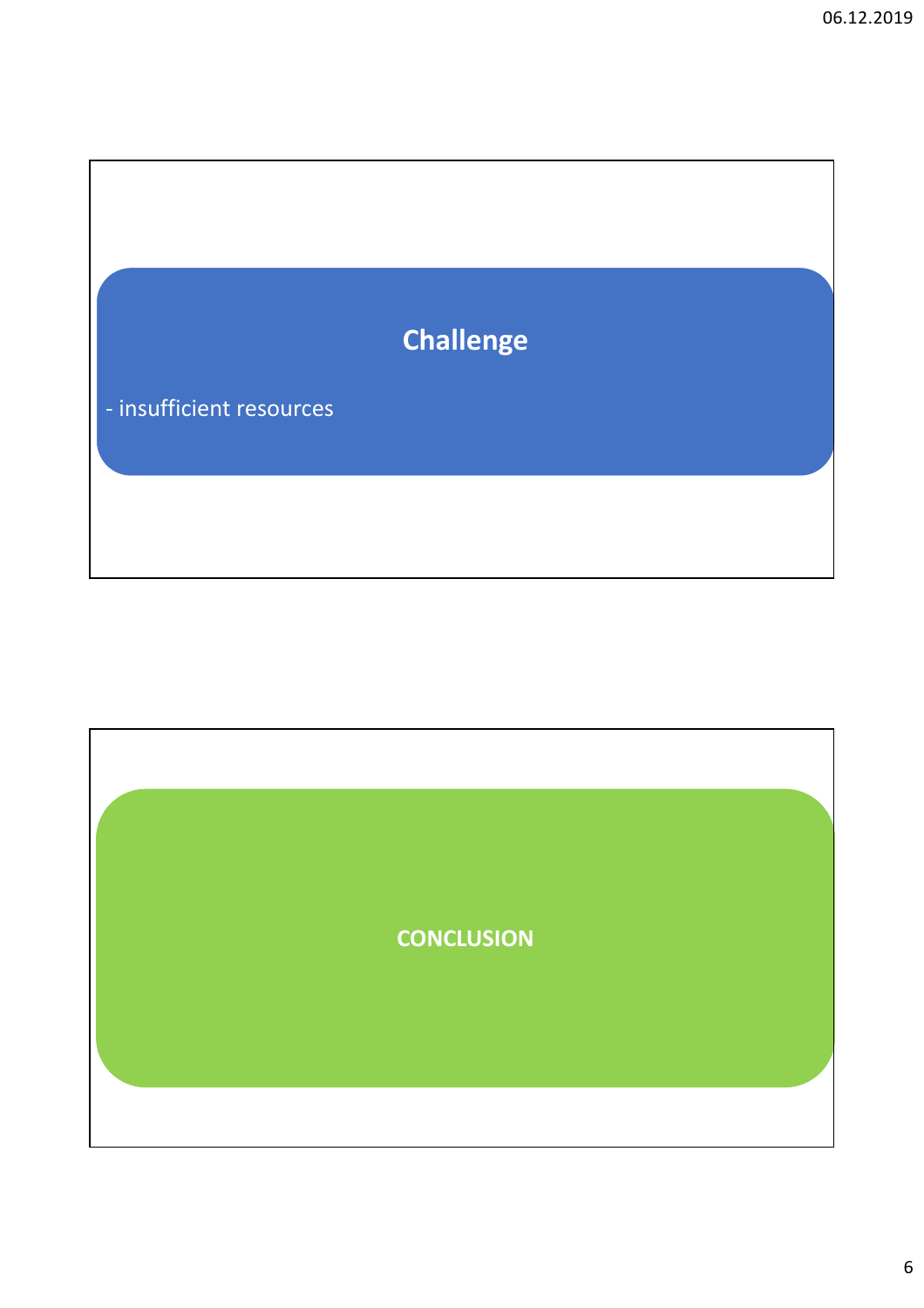## Challenge

- insufficient resources

## CONCLUSION